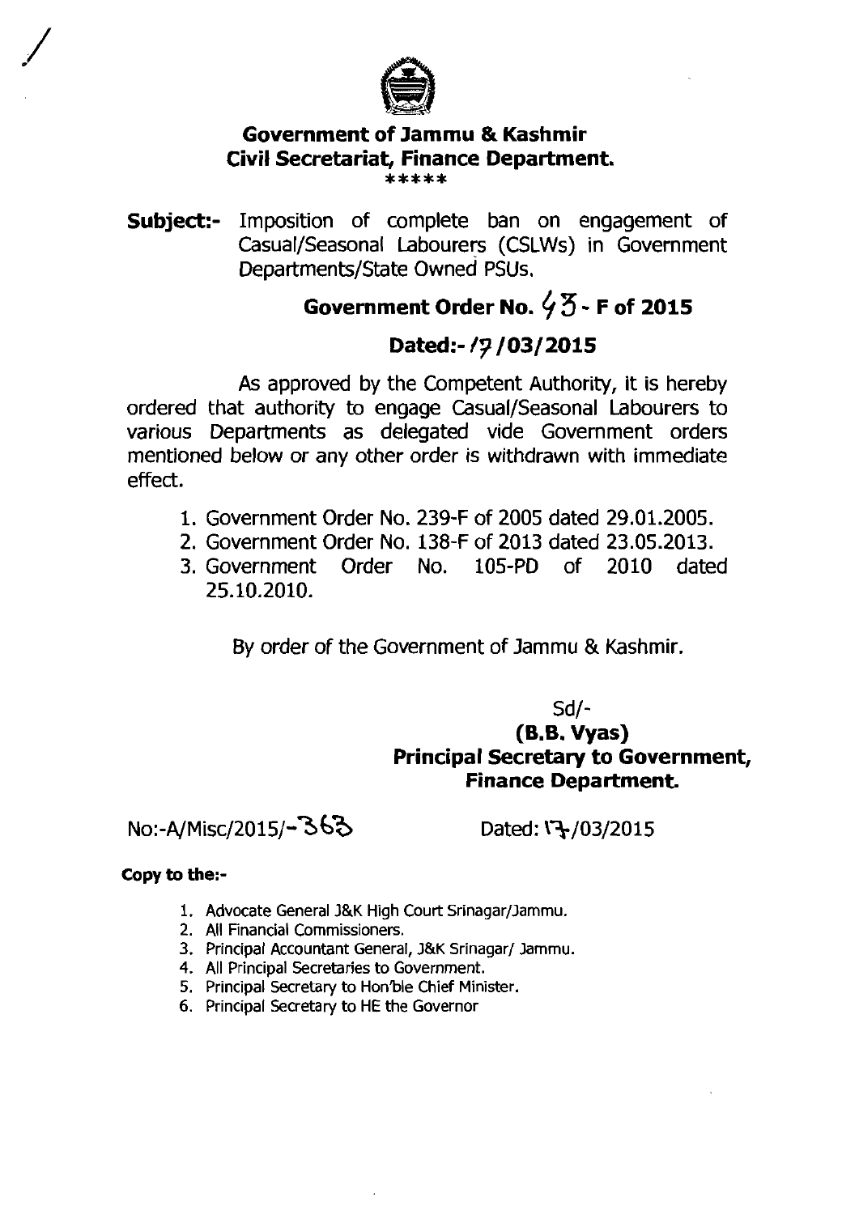**Government of Jammu & Kashmir**
**Civil Secretariat, Finance Department.**

\*\*\*\*\*

**Subject:-** Imposition of complete ban on engagement of Casual/Seasonal Labourers (CSLWs) in Government Departments/State Owned PSUs.

**Government Order No. 43 - F of 2015**

**Dated:- 17/03/2015**

As approved by the Competent Authority, it is hereby ordered that authority to engage Casual/Seasonal Labourers to various Departments as delegated vide Government orders mentioned below or any other order is withdrawn with immediate effect.

1. Government Order No. 239-F of 2005 dated 29.01.2005.
2. Government Order No. 138-F of 2013 dated 23.05.2013.
3. Government Order No. 105-PD of 2010 dated 25.10.2010.

By order of the Government of Jammu & Kashmir.

Sd/-
**(B.B. Vyas)**
**Principal Secretary to Government,**
**Finance Department.**

No:-A/Misc/2015/-363 Dated: 17/03/2015

**Copy to the:-**

1. Advocate General J&K High Court Srinagar/Jammu.
2. All Financial Commissioners.
3. Principal Accountant General, J&K Srinagar/ Jammu.
4. All Principal Secretaries to Government.
5. Principal Secretary to Hon'ble Chief Minister.
6. Principal Secretary to HE the Governor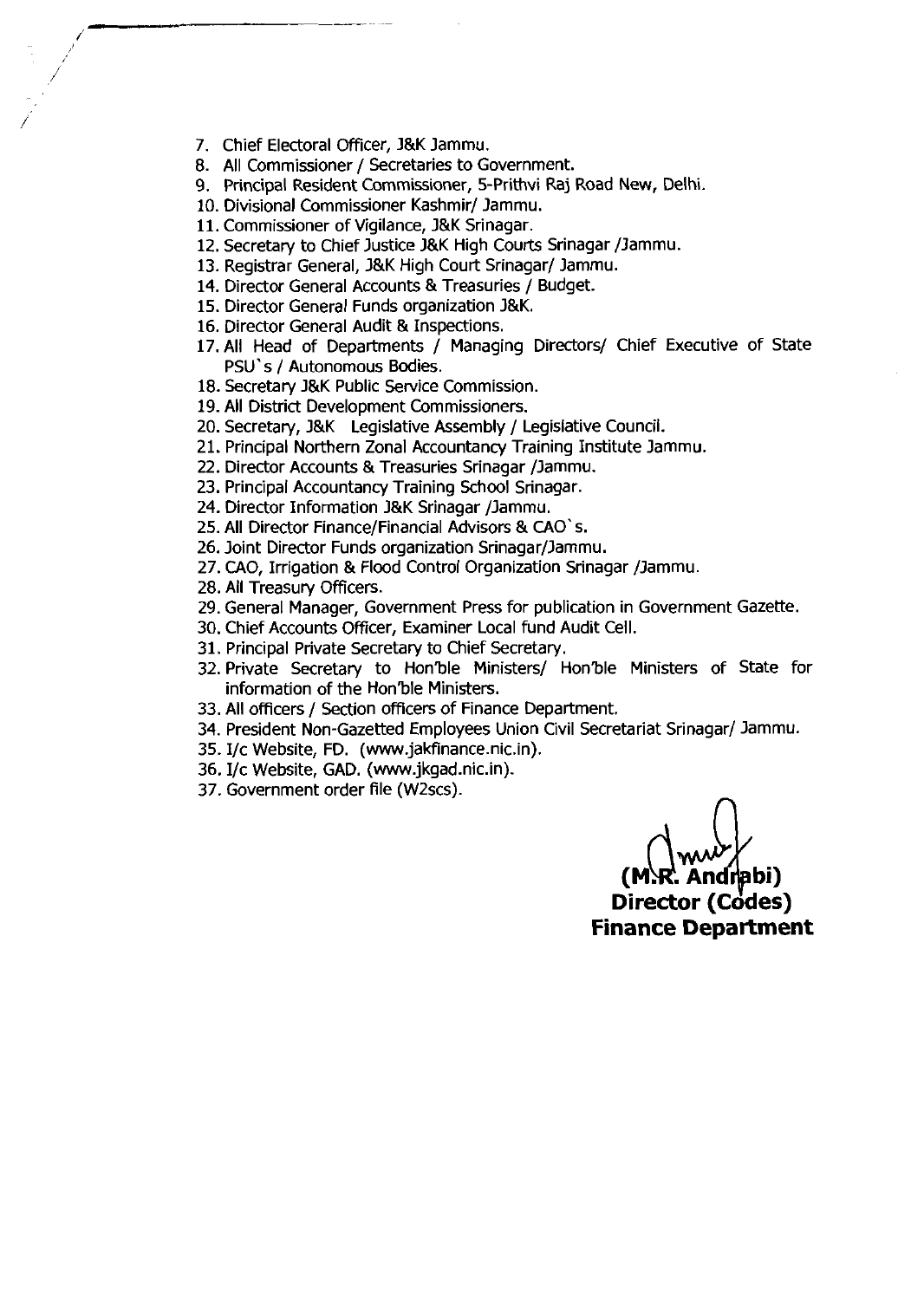7. Chief Electoral Officer, J&K Jammu.
8. All Commissioner / Secretaries to Government.
9. Principal Resident Commissioner, 5-Prithvi Raj Road New, Delhi.
10. Divisional Commissioner Kashmir/ Jammu.
11. Commissioner of Vigilance, J&K Srinagar.
12. Secretary to Chief Justice J&K High Courts Srinagar /Jammu.
13. Registrar General, J&K High Court Srinagar/ Jammu.
14. Director General Accounts & Treasuries / Budget.
15. Director General Funds organization J&K.
16. Director General Audit & Inspections.
17. All Head of Departments / Managing Directors/ Chief Executive of State PSU`s / Autonomous Bodies.
18. Secretary J&K Public Service Commission.
19. All District Development Commissioners.
20. Secretary, J&K Legislative Assembly / Legislative Council.
21. Principal Northern Zonal Accountancy Training Institute Jammu.
22. Director Accounts & Treasuries Srinagar /Jammu.
23. Principal Accountancy Training School Srinagar.
24. Director Information J&K Srinagar /Jammu.
25. All Director Finance/Financial Advisors & CAO`s.
26. Joint Director Funds organization Srinagar/Jammu.
27. CAO, Irrigation & Flood Control Organization Srinagar /Jammu.
28. All Treasury Officers.
29. General Manager, Government Press for publication in Government Gazette.
30. Chief Accounts Officer, Examiner Local fund Audit Cell.
31. Principal Private Secretary to Chief Secretary.
32. Private Secretary to Hon'ble Ministers/ Hon'ble Ministers of State for information of the Hon'ble Ministers.
33. All officers / Section officers of Finance Department.
34. President Non-Gazetted Employees Union Civil Secretariat Srinagar/ Jammu.
35. I/c Website, FD. (www.jakfinance.nic.in).
36. I/c Website, GAD. (www.jkgad.nic.in).
37. Government order file (W2scs).

**(M.R. Andrabi)**
**Director (Codes)**
**Finance Department**